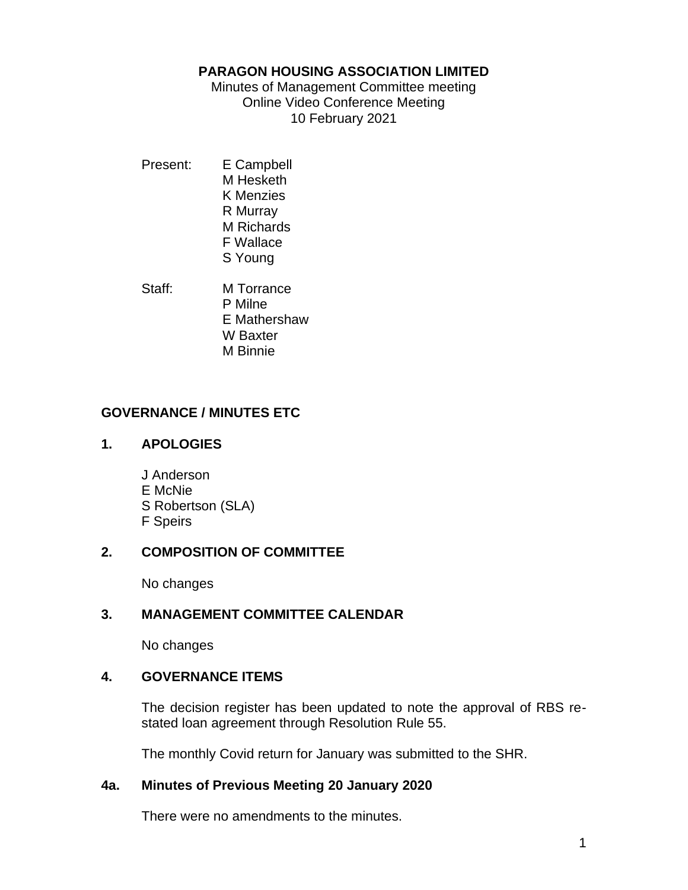**PARAGON HOUSING ASSOCIATION LIMITED**

Minutes of Management Committee meeting
Online Video Conference Meeting
10 February 2021

Present:
- E Campbell
- M Hesketh
- K Menzies
- R Murray
- M Richards
- F Wallace
- S Young

Staff:
- M Torrance
- P Milne
- E Mathershaw
- W Baxter
- M Binnie

## GOVERNANCE / MINUTES ETC

### 1. APOLOGIES

J Anderson
E McNie
S Robertson (SLA)
F Speirs

### 2. COMPOSITION OF COMMITTEE

No changes

### 3. MANAGEMENT COMMITTEE CALENDAR

No changes

### 4. GOVERNANCE ITEMS

The decision register has been updated to note the approval of RBS re-stated loan agreement through Resolution Rule 55.

The monthly Covid return for January was submitted to the SHR.

### 4a. Minutes of Previous Meeting 20 January 2020

There were no amendments to the minutes.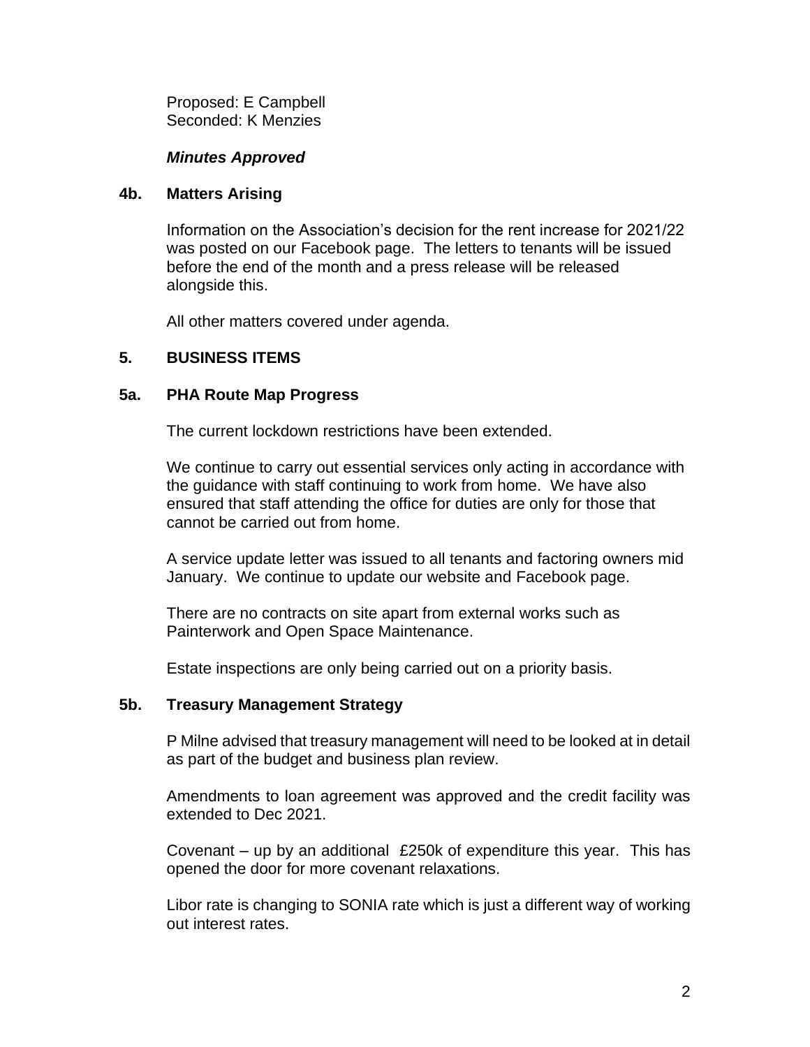Proposed: E Campbell
Seconded: K Menzies

***Minutes Approved***

### 4b. Matters Arising

Information on the Association's decision for the rent increase for 2021/22 was posted on our Facebook page. The letters to tenants will be issued before the end of the month and a press release will be released alongside this.

All other matters covered under agenda.

## 5. BUSINESS ITEMS

### 5a. PHA Route Map Progress

The current lockdown restrictions have been extended.

We continue to carry out essential services only acting in accordance with the guidance with staff continuing to work from home. We have also ensured that staff attending the office for duties are only for those that cannot be carried out from home.

A service update letter was issued to all tenants and factoring owners mid January. We continue to update our website and Facebook page.

There are no contracts on site apart from external works such as Painterwork and Open Space Maintenance.

Estate inspections are only being carried out on a priority basis.

### 5b. Treasury Management Strategy

P Milne advised that treasury management will need to be looked at in detail as part of the budget and business plan review.

Amendments to loan agreement was approved and the credit facility was extended to Dec 2021.

Covenant – up by an additional £250k of expenditure this year. This has opened the door for more covenant relaxations.

Libor rate is changing to SONIA rate which is just a different way of working out interest rates.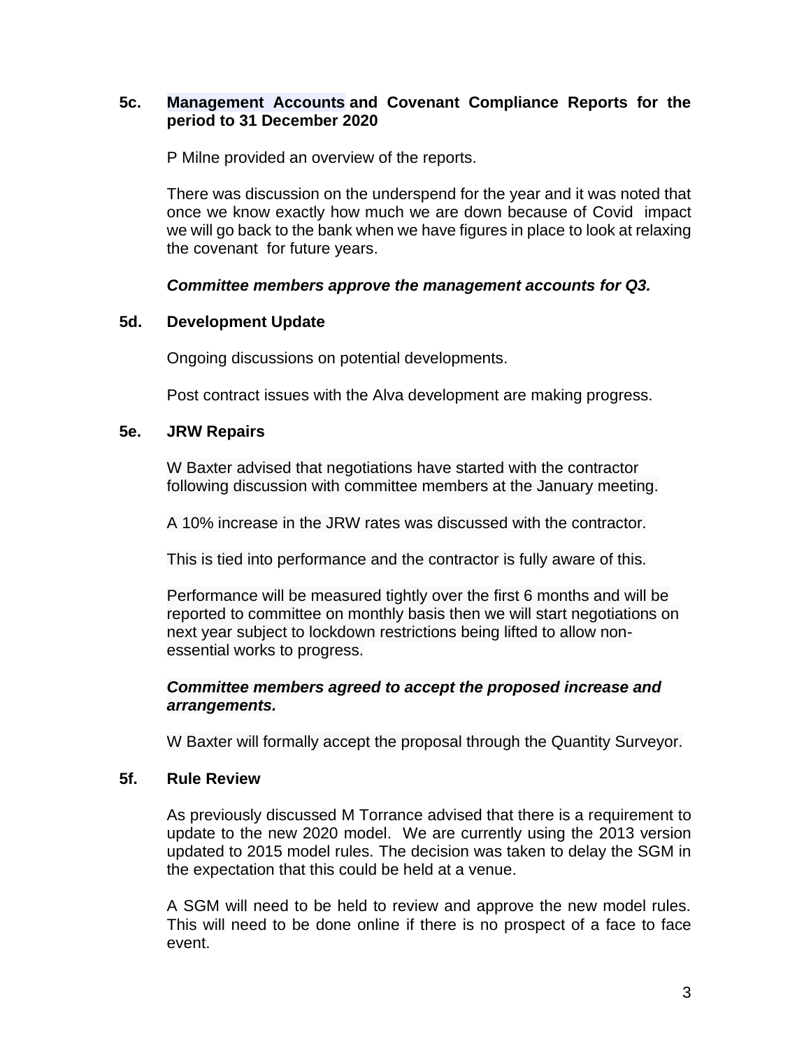### 5c. Management Accounts and Covenant Compliance Reports for the period to 31 December 2020

P Milne provided an overview of the reports.

There was discussion on the underspend for the year and it was noted that once we know exactly how much we are down because of Covid impact we will go back to the bank when we have figures in place to look at relaxing the covenant for future years.

***Committee members approve the management accounts for Q3.***

### 5d. Development Update

Ongoing discussions on potential developments.

Post contract issues with the Alva development are making progress.

### 5e. JRW Repairs

W Baxter advised that negotiations have started with the contractor following discussion with committee members at the January meeting.

A 10% increase in the JRW rates was discussed with the contractor.

This is tied into performance and the contractor is fully aware of this.

Performance will be measured tightly over the first 6 months and will be reported to committee on monthly basis then we will start negotiations on next year subject to lockdown restrictions being lifted to allow non-essential works to progress.

***Committee members agreed to accept the proposed increase and arrangements.***

W Baxter will formally accept the proposal through the Quantity Surveyor.

### 5f. Rule Review

As previously discussed M Torrance advised that there is a requirement to update to the new 2020 model. We are currently using the 2013 version updated to 2015 model rules. The decision was taken to delay the SGM in the expectation that this could be held at a venue.

A SGM will need to be held to review and approve the new model rules. This will need to be done online if there is no prospect of a face to face event.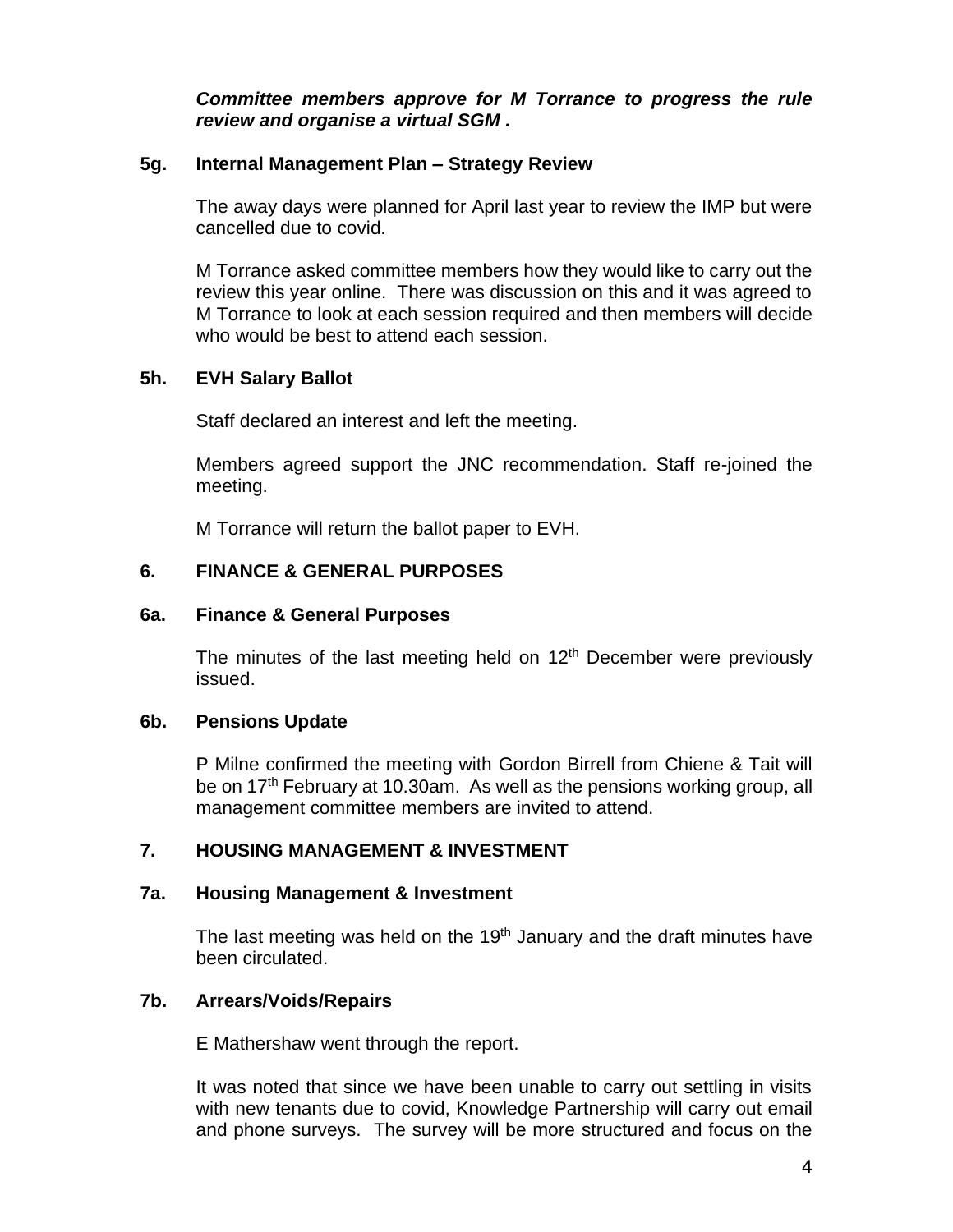***Committee members approve for M Torrance to progress the rule review and organise a virtual SGM .***

### 5g. Internal Management Plan – Strategy Review

The away days were planned for April last year to review the IMP but were cancelled due to covid.

M Torrance asked committee members how they would like to carry out the review this year online. There was discussion on this and it was agreed to M Torrance to look at each session required and then members will decide who would be best to attend each session.

### 5h. EVH Salary Ballot

Staff declared an interest and left the meeting.

Members agreed support the JNC recommendation. Staff re-joined the meeting.

M Torrance will return the ballot paper to EVH.

## 6. FINANCE & GENERAL PURPOSES

### 6a. Finance & General Purposes

The minutes of the last meeting held on 12th December were previously issued.

### 6b. Pensions Update

P Milne confirmed the meeting with Gordon Birrell from Chiene & Tait will be on 17th February at 10.30am. As well as the pensions working group, all management committee members are invited to attend.

## 7. HOUSING MANAGEMENT & INVESTMENT

### 7a. Housing Management & Investment

The last meeting was held on the 19th January and the draft minutes have been circulated.

### 7b. Arrears/Voids/Repairs

E Mathershaw went through the report.

It was noted that since we have been unable to carry out settling in visits with new tenants due to covid, Knowledge Partnership will carry out email and phone surveys. The survey will be more structured and focus on the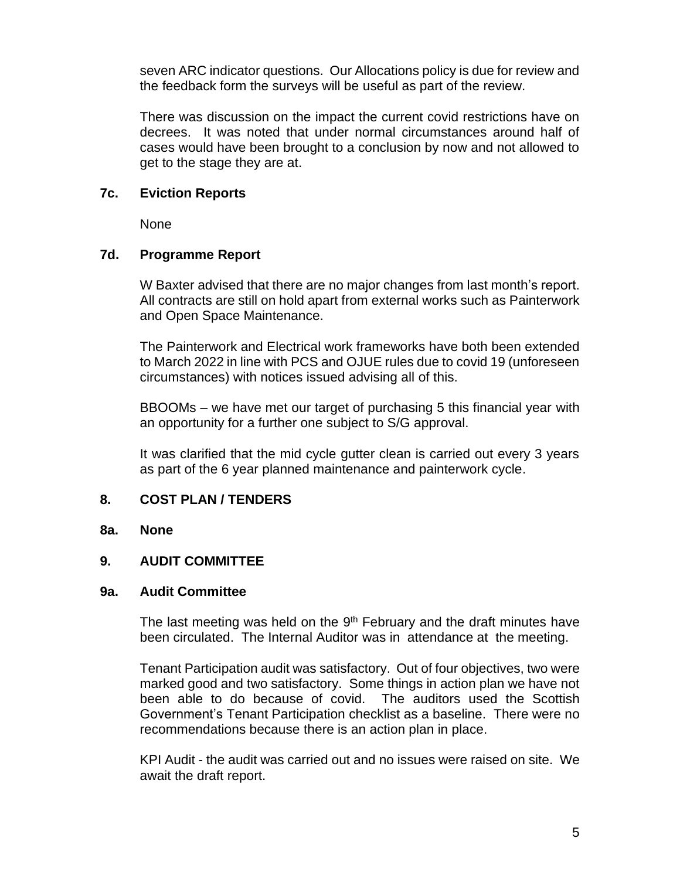seven ARC indicator questions. Our Allocations policy is due for review and the feedback form the surveys will be useful as part of the review.

There was discussion on the impact the current covid restrictions have on decrees. It was noted that under normal circumstances around half of cases would have been brought to a conclusion by now and not allowed to get to the stage they are at.

**7c. Eviction Reports**

None

**7d. Programme Report**

W Baxter advised that there are no major changes from last month's report. All contracts are still on hold apart from external works such as Painterwork and Open Space Maintenance.

The Painterwork and Electrical work frameworks have both been extended to March 2022 in line with PCS and OJUE rules due to covid 19 (unforeseen circumstances) with notices issued advising all of this.

BBOOMs – we have met our target of purchasing 5 this financial year with an opportunity for a further one subject to S/G approval.

It was clarified that the mid cycle gutter clean is carried out every 3 years as part of the 6 year planned maintenance and painterwork cycle.

**8. COST PLAN / TENDERS**

**8a. None**

**9. AUDIT COMMITTEE**

**9a. Audit Committee**

The last meeting was held on the 9th February and the draft minutes have been circulated. The Internal Auditor was in attendance at the meeting.

Tenant Participation audit was satisfactory. Out of four objectives, two were marked good and two satisfactory. Some things in action plan we have not been able to do because of covid. The auditors used the Scottish Government's Tenant Participation checklist as a baseline. There were no recommendations because there is an action plan in place.

KPI Audit - the audit was carried out and no issues were raised on site. We await the draft report.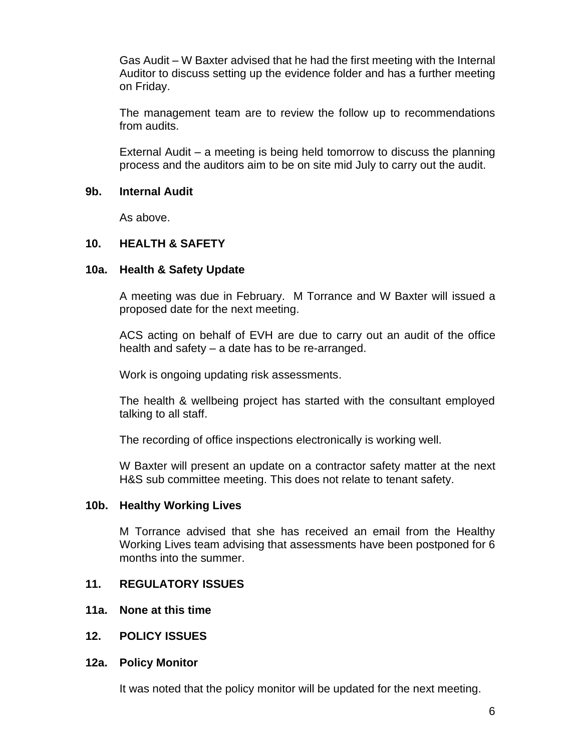Gas Audit – W Baxter advised that he had the first meeting with the Internal Auditor to discuss setting up the evidence folder and has a further meeting on Friday.

The management team are to review the follow up to recommendations from audits.

External Audit – a meeting is being held tomorrow to discuss the planning process and the auditors aim to be on site mid July to carry out the audit.

**9b. Internal Audit**

As above.

**10. HEALTH & SAFETY**

**10a. Health & Safety Update**

A meeting was due in February. M Torrance and W Baxter will issued a proposed date for the next meeting.

ACS acting on behalf of EVH are due to carry out an audit of the office health and safety – a date has to be re-arranged.

Work is ongoing updating risk assessments.

The health & wellbeing project has started with the consultant employed talking to all staff.

The recording of office inspections electronically is working well.

W Baxter will present an update on a contractor safety matter at the next H&S sub committee meeting. This does not relate to tenant safety.

**10b. Healthy Working Lives**

M Torrance advised that she has received an email from the Healthy Working Lives team advising that assessments have been postponed for 6 months into the summer.

**11. REGULATORY ISSUES**

**11a. None at this time**

**12. POLICY ISSUES**

**12a. Policy Monitor**

It was noted that the policy monitor will be updated for the next meeting.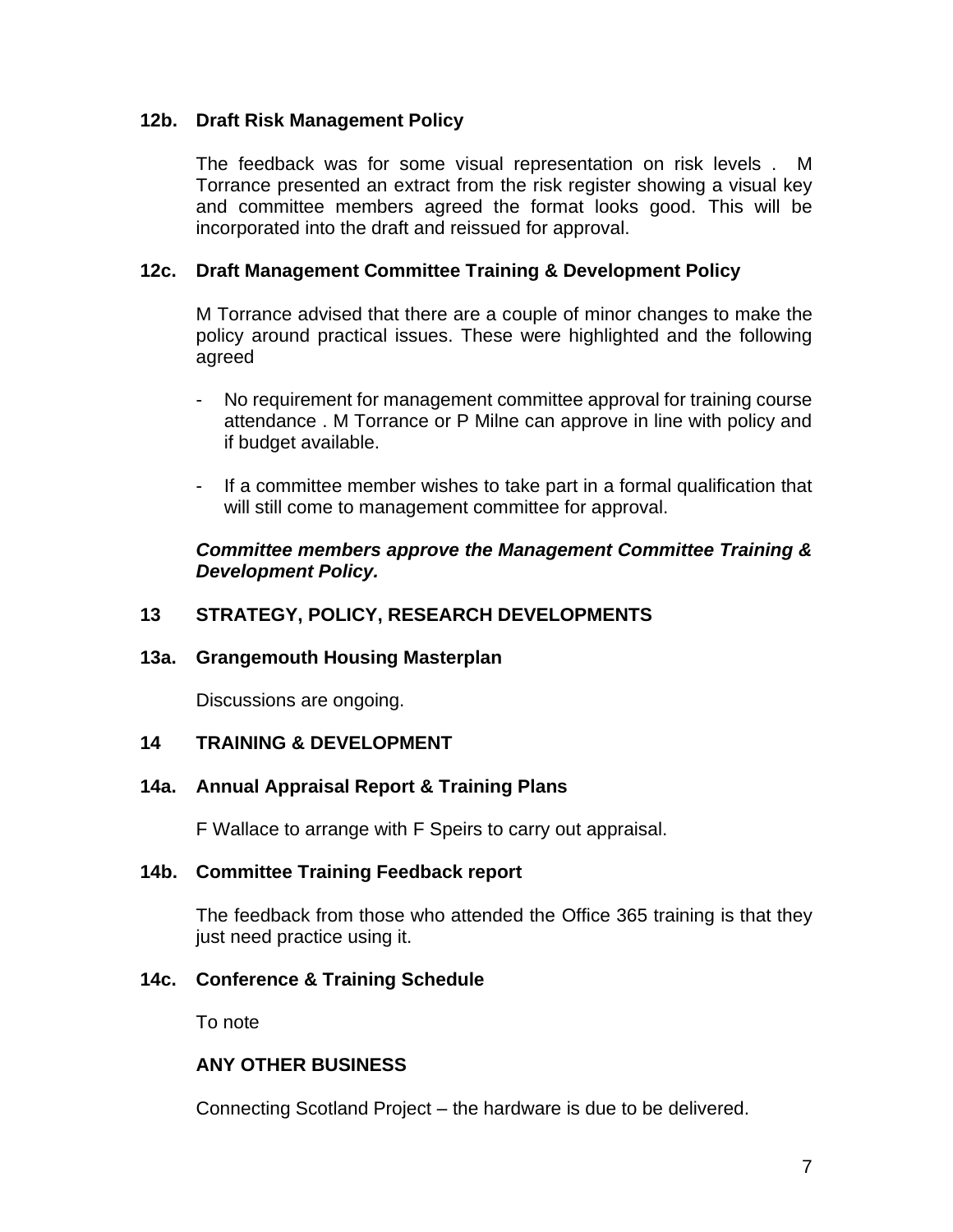### 12b. Draft Risk Management Policy

The feedback was for some visual representation on risk levels . M Torrance presented an extract from the risk register showing a visual key and committee members agreed the format looks good. This will be incorporated into the draft and reissued for approval.

### 12c. Draft Management Committee Training & Development Policy

M Torrance advised that there are a couple of minor changes to make the policy around practical issues. These were highlighted and the following agreed

- No requirement for management committee approval for training course attendance . M Torrance or P Milne can approve in line with policy and if budget available.
- If a committee member wishes to take part in a formal qualification that will still come to management committee for approval.

***Committee members approve the Management Committee Training & Development Policy.***

## 13 STRATEGY, POLICY, RESEARCH DEVELOPMENTS

### 13a. Grangemouth Housing Masterplan

Discussions are ongoing.

## 14 TRAINING & DEVELOPMENT

### 14a. Annual Appraisal Report & Training Plans

F Wallace to arrange with F Speirs to carry out appraisal.

### 14b. Committee Training Feedback report

The feedback from those who attended the Office 365 training is that they just need practice using it.

### 14c. Conference & Training Schedule

To note

## ANY OTHER BUSINESS

Connecting Scotland Project – the hardware is due to be delivered.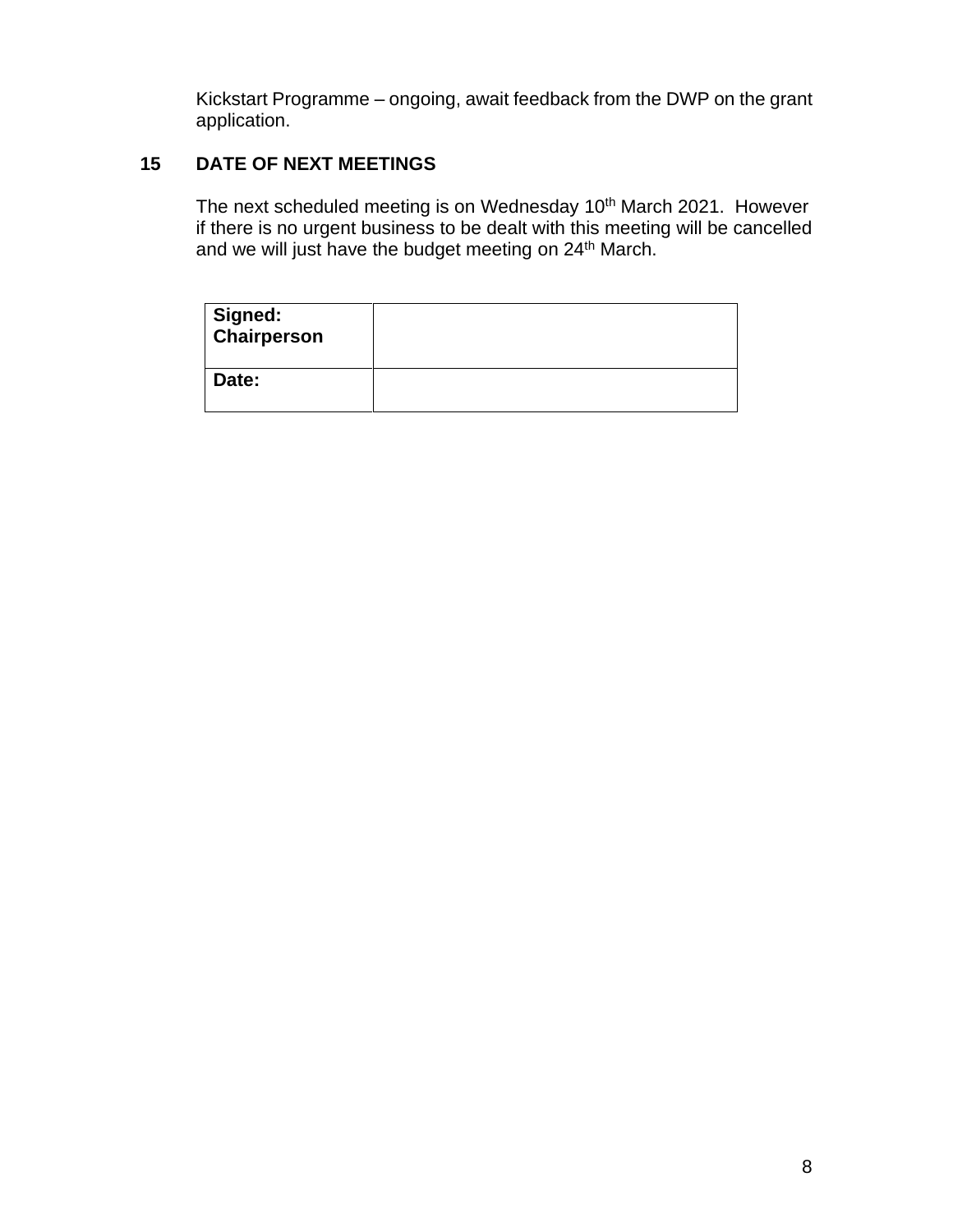Kickstart Programme – ongoing, await feedback from the DWP on the grant application.

## 15 DATE OF NEXT MEETINGS

The next scheduled meeting is on Wednesday 10th March 2021. However if there is no urgent business to be dealt with this meeting will be cancelled and we will just have the budget meeting on 24th March.

| | |
|---|---|
| **Signed: Chairperson** | |
| **Date:** | |